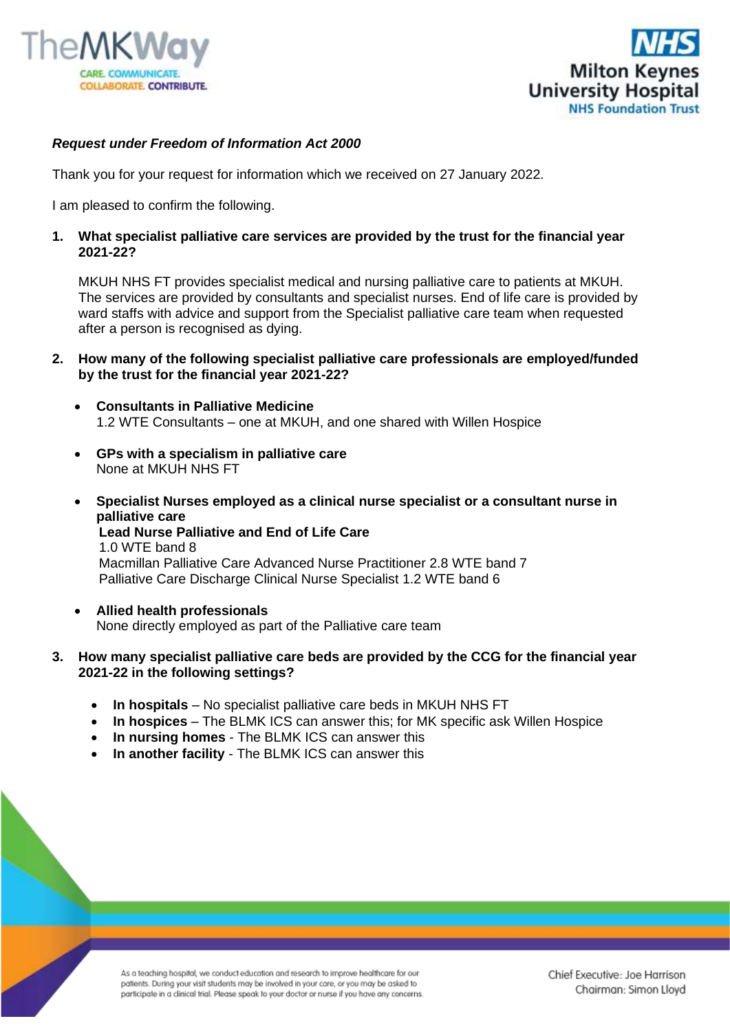***Request under Freedom of Information Act 2000***

Thank you for your request for information which we received on 27 January 2022.

I am pleased to confirm the following.

1. **What specialist palliative care services are provided by the trust for the financial year 2021-22?**

   MKUH NHS FT provides specialist medical and nursing palliative care to patients at MKUH. The services are provided by consultants and specialist nurses. End of life care is provided by ward staffs with advice and support from the Specialist palliative care team when requested after a person is recognised as dying.

2. **How many of the following specialist palliative care professionals are employed/funded by the trust for the financial year 2021-22?**

   - **Consultants in Palliative Medicine**
     1.2 WTE Consultants – one at MKUH, and one shared with Willen Hospice

   - **GPs with a specialism in palliative care**
     None at MKUH NHS FT

   - **Specialist Nurses employed as a clinical nurse specialist or a consultant nurse in palliative care**
     **Lead Nurse Palliative and End of Life Care**
     1.0 WTE band 8
     Macmillan Palliative Care Advanced Nurse Practitioner 2.8 WTE band 7
     Palliative Care Discharge Clinical Nurse Specialist 1.2 WTE band 6

   - **Allied health professionals**
     None directly employed as part of the Palliative care team

3. **How many specialist palliative care beds are provided by the CCG for the financial year 2021-22 in the following settings?**

   - **In hospitals** – No specialist palliative care beds in MKUH NHS FT
   - **In hospices** – The BLMK ICS can answer this; for MK specific ask Willen Hospice
   - **In nursing homes** - The BLMK ICS can answer this
   - **In another facility** - The BLMK ICS can answer this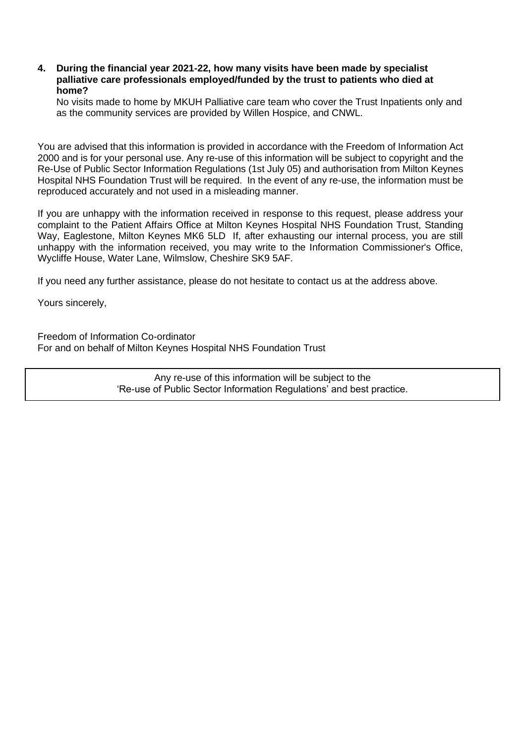**4. During the financial year 2021-22, how many visits have been made by specialist palliative care professionals employed/funded by the trust to patients who died at home?**

No visits made to home by MKUH Palliative care team who cover the Trust Inpatients only and as the community services are provided by Willen Hospice, and CNWL.

You are advised that this information is provided in accordance with the Freedom of Information Act 2000 and is for your personal use. Any re-use of this information will be subject to copyright and the Re-Use of Public Sector Information Regulations (1st July 05) and authorisation from Milton Keynes Hospital NHS Foundation Trust will be required. In the event of any re-use, the information must be reproduced accurately and not used in a misleading manner.

If you are unhappy with the information received in response to this request, please address your complaint to the Patient Affairs Office at Milton Keynes Hospital NHS Foundation Trust, Standing Way, Eaglestone, Milton Keynes MK6 5LD If, after exhausting our internal process, you are still unhappy with the information received, you may write to the Information Commissioner's Office, Wycliffe House, Water Lane, Wilmslow, Cheshire SK9 5AF.

If you need any further assistance, please do not hesitate to contact us at the address above.

Yours sincerely,

Freedom of Information Co-ordinator
For and on behalf of Milton Keynes Hospital NHS Foundation Trust

Any re-use of this information will be subject to the
'Re-use of Public Sector Information Regulations' and best practice.